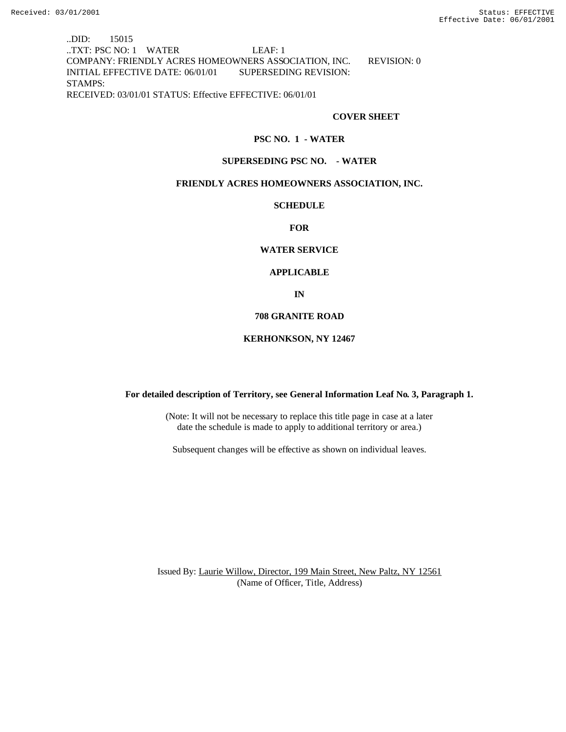..DID: 15015
..TXT: PSC NO: 1 WATER LEAF: 1
COMPANY: FRIENDLY ACRES HOMEOWNERS ASSOCIATION, INC. REVISION: 0
INITIAL EFFECTIVE DATE: 06/01/01 SUPERSEDING REVISION:
STAMPS:
RECEIVED: 03/01/01 STATUS: Effective EFFECTIVE: 06/01/01

**COVER SHEET**

**PSC NO. 1 - WATER**

**SUPERSEDING PSC NO. - WATER**

**FRIENDLY ACRES HOMEOWNERS ASSOCIATION, INC.**

**SCHEDULE**

**FOR**

**WATER SERVICE**

**APPLICABLE**

**IN**

**708 GRANITE ROAD**

**KERHONKSON, NY 12467**

**For detailed description of Territory, see General Information Leaf No. 3, Paragraph 1.**

(Note: It will not be necessary to replace this title page in case at a later date the schedule is made to apply to additional territory or area.)

Subsequent changes will be effective as shown on individual leaves.

Issued By: Laurie Willow, Director, 199 Main Street, New Paltz, NY 12561
(Name of Officer, Title, Address)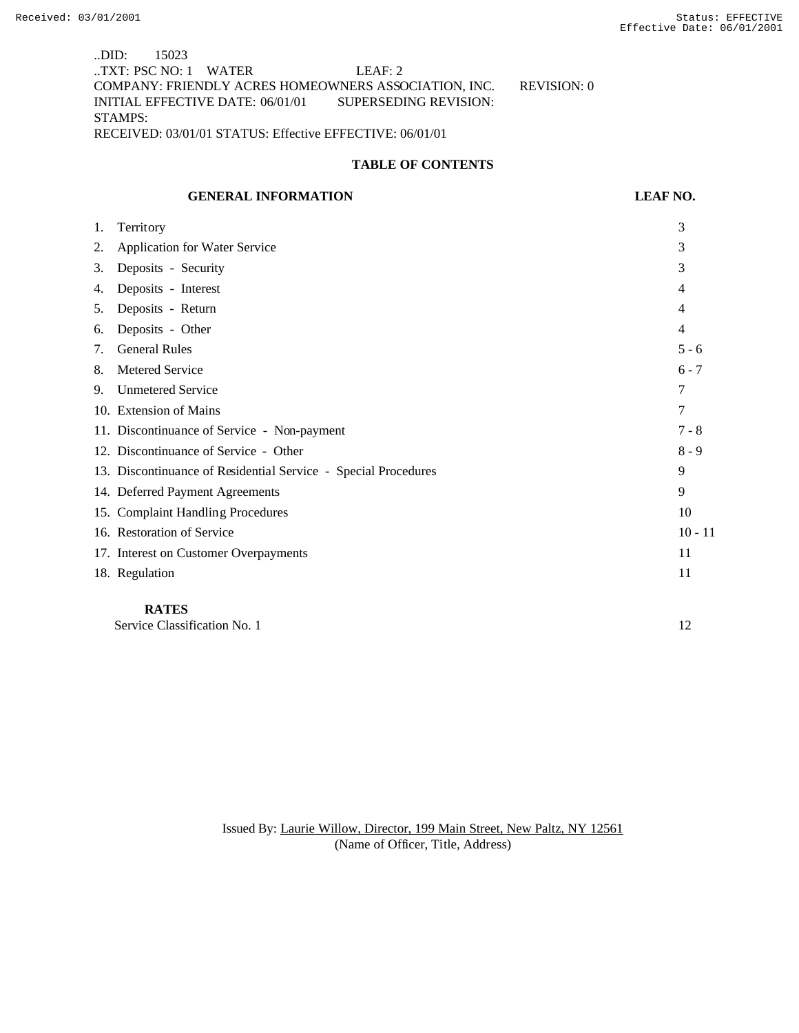..DID: 15023
..TXT: PSC NO: 1 WATER LEAF: 2
COMPANY: FRIENDLY ACRES HOMEOWNERS ASSOCIATION, INC. REVISION: 0
INITIAL EFFECTIVE DATE: 06/01/01 SUPERSEDING REVISION:
STAMPS:
RECEIVED: 03/01/01 STATUS: Effective EFFECTIVE: 06/01/01

## TABLE OF CONTENTS

| GENERAL INFORMATION | LEAF NO. |
|---|---|
| 1. Territory | 3 |
| 2. Application for Water Service | 3 |
| 3. Deposits - Security | 3 |
| 4. Deposits - Interest | 4 |
| 5. Deposits - Return | 4 |
| 6. Deposits - Other | 4 |
| 7. General Rules | 5 - 6 |
| 8. Metered Service | 6 - 7 |
| 9. Unmetered Service | 7 |
| 10. Extension of Mains | 7 |
| 11. Discontinuance of Service - Non-payment | 7 - 8 |
| 12. Discontinuance of Service - Other | 8 - 9 |
| 13. Discontinuance of Residential Service - Special Procedures | 9 |
| 14. Deferred Payment Agreements | 9 |
| 15. Complaint Handling Procedures | 10 |
| 16. Restoration of Service | 10 - 11 |
| 17. Interest on Customer Overpayments | 11 |
| 18. Regulation | 11 |
| **RATES** | |
| Service Classification No. 1 | 12 |

Issued By: Laurie Willow, Director, 199 Main Street, New Paltz, NY 12561
(Name of Officer, Title, Address)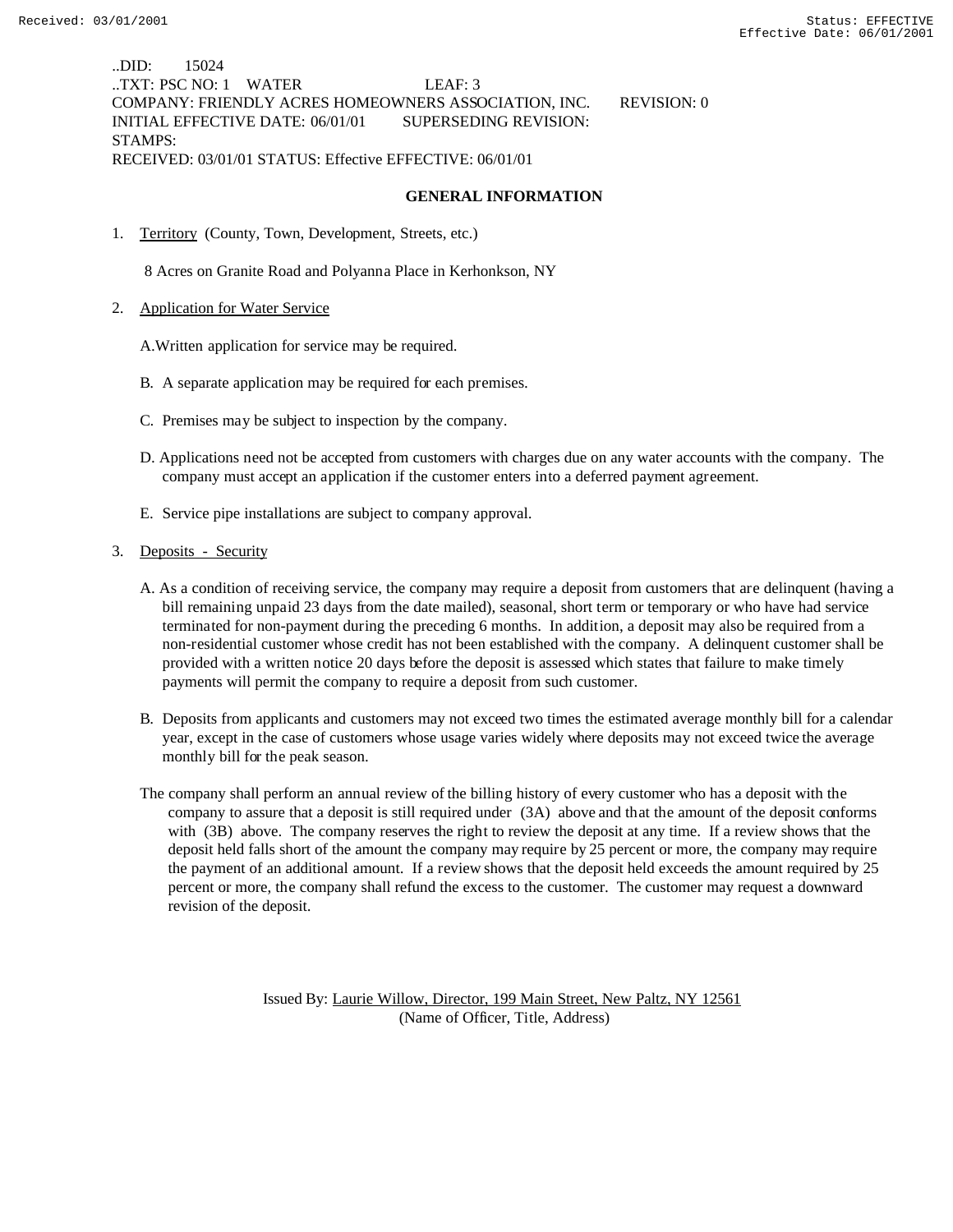..DID: 15024
..TXT: PSC NO: 1 WATER LEAF: 3
COMPANY: FRIENDLY ACRES HOMEOWNERS ASSOCIATION, INC. REVISION: 0
INITIAL EFFECTIVE DATE: 06/01/01 SUPERSEDING REVISION:
STAMPS:
RECEIVED: 03/01/01 STATUS: Effective EFFECTIVE: 06/01/01

## GENERAL INFORMATION

1. Territory (County, Town, Development, Streets, etc.)

   8 Acres on Granite Road and Polyanna Place in Kerhonkson, NY

2. Application for Water Service

   A. Written application for service may be required.

   B. A separate application may be required for each premises.

   C. Premises may be subject to inspection by the company.

   D. Applications need not be accepted from customers with charges due on any water accounts with the company. The company must accept an application if the customer enters into a deferred payment agreement.

   E. Service pipe installations are subject to company approval.

3. Deposits - Security

   A. As a condition of receiving service, the company may require a deposit from customers that are delinquent (having a bill remaining unpaid 23 days from the date mailed), seasonal, short term or temporary or who have had service terminated for non-payment during the preceding 6 months. In addition, a deposit may also be required from a non-residential customer whose credit has not been established with the company. A delinquent customer shall be provided with a written notice 20 days before the deposit is assessed which states that failure to make timely payments will permit the company to require a deposit from such customer.

   B. Deposits from applicants and customers may not exceed two times the estimated average monthly bill for a calendar year, except in the case of customers whose usage varies widely where deposits may not exceed twice the average monthly bill for the peak season.

   The company shall perform an annual review of the billing history of every customer who has a deposit with the company to assure that a deposit is still required under (3A) above and that the amount of the deposit conforms with (3B) above. The company reserves the right to review the deposit at any time. If a review shows that the deposit held falls short of the amount the company may require by 25 percent or more, the company may require the payment of an additional amount. If a review shows that the deposit held exceeds the amount required by 25 percent or more, the company shall refund the excess to the customer. The customer may request a downward revision of the deposit.

Issued By: Laurie Willow, Director, 199 Main Street, New Paltz, NY 12561
(Name of Officer, Title, Address)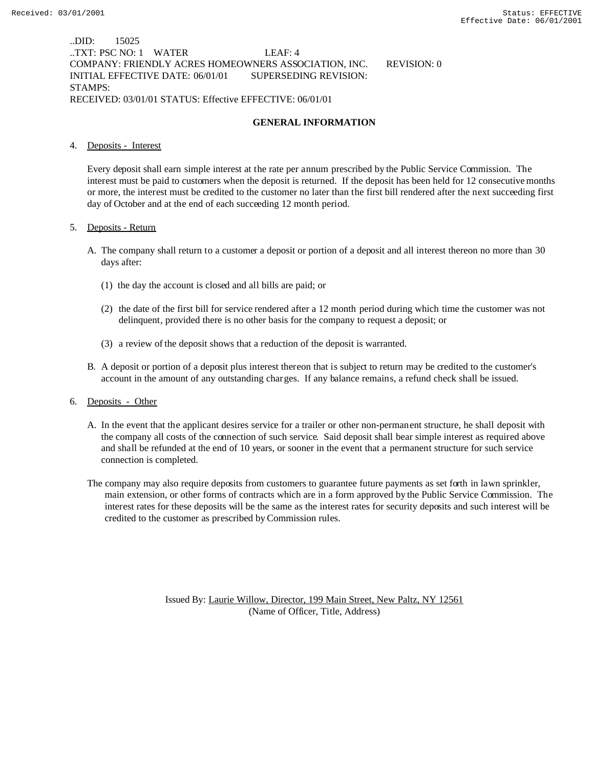..DID: 15025
..TXT: PSC NO: 1 WATER LEAF: 4
COMPANY: FRIENDLY ACRES HOMEOWNERS ASSOCIATION, INC. REVISION: 0
INITIAL EFFECTIVE DATE: 06/01/01 SUPERSEDING REVISION:
STAMPS:
RECEIVED: 03/01/01 STATUS: Effective EFFECTIVE: 06/01/01

## GENERAL INFORMATION

4. Deposits - Interest

   Every deposit shall earn simple interest at the rate per annum prescribed by the Public Service Commission. The interest must be paid to customers when the deposit is returned. If the deposit has been held for 12 consecutive months or more, the interest must be credited to the customer no later than the first bill rendered after the next succeeding first day of October and at the end of each succeeding 12 month period.

5. Deposits - Return

   A. The company shall return to a customer a deposit or portion of a deposit and all interest thereon no more than 30 days after:

      (1) the day the account is closed and all bills are paid; or

      (2) the date of the first bill for service rendered after a 12 month period during which time the customer was not delinquent, provided there is no other basis for the company to request a deposit; or

      (3) a review of the deposit shows that a reduction of the deposit is warranted.

   B. A deposit or portion of a deposit plus interest thereon that is subject to return may be credited to the customer's account in the amount of any outstanding charges. If any balance remains, a refund check shall be issued.

6. Deposits - Other

   A. In the event that the applicant desires service for a trailer or other non-permanent structure, he shall deposit with the company all costs of the connection of such service. Said deposit shall bear simple interest as required above and shall be refunded at the end of 10 years, or sooner in the event that a permanent structure for such service connection is completed.

   The company may also require deposits from customers to guarantee future payments as set forth in lawn sprinkler, main extension, or other forms of contracts which are in a form approved by the Public Service Commission. The interest rates for these deposits will be the same as the interest rates for security deposits and such interest will be credited to the customer as prescribed by Commission rules.

Issued By: Laurie Willow, Director, 199 Main Street, New Paltz, NY 12561
(Name of Officer, Title, Address)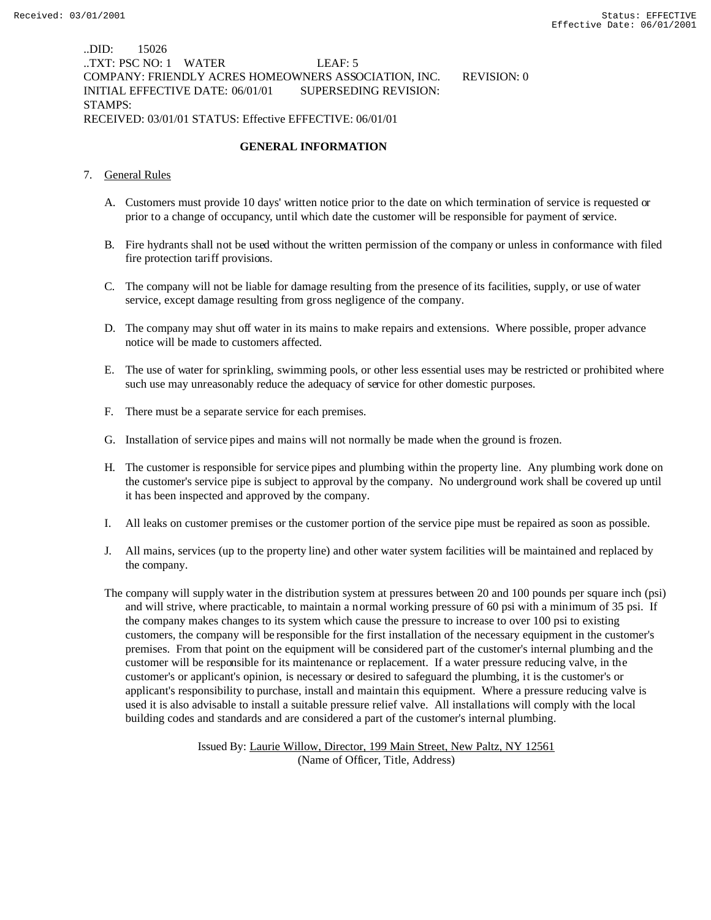..DID: 15026
..TXT: PSC NO: 1 WATER LEAF: 5
COMPANY: FRIENDLY ACRES HOMEOWNERS ASSOCIATION, INC. REVISION: 0
INITIAL EFFECTIVE DATE: 06/01/01 SUPERSEDING REVISION:
STAMPS:
RECEIVED: 03/01/01 STATUS: Effective EFFECTIVE: 06/01/01

**GENERAL INFORMATION**

7. General Rules

   A. Customers must provide 10 days' written notice prior to the date on which termination of service is requested or prior to a change of occupancy, until which date the customer will be responsible for payment of service.

   B. Fire hydrants shall not be used without the written permission of the company or unless in conformance with filed fire protection tariff provisions.

   C. The company will not be liable for damage resulting from the presence of its facilities, supply, or use of water service, except damage resulting from gross negligence of the company.

   D. The company may shut off water in its mains to make repairs and extensions. Where possible, proper advance notice will be made to customers affected.

   E. The use of water for sprinkling, swimming pools, or other less essential uses may be restricted or prohibited where such use may unreasonably reduce the adequacy of service for other domestic purposes.

   F. There must be a separate service for each premises.

   G. Installation of service pipes and mains will not normally be made when the ground is frozen.

   H. The customer is responsible for service pipes and plumbing within the property line. Any plumbing work done on the customer's service pipe is subject to approval by the company. No underground work shall be covered up until it has been inspected and approved by the company.

   I. All leaks on customer premises or the customer portion of the service pipe must be repaired as soon as possible.

   J. All mains, services (up to the property line) and other water system facilities will be maintained and replaced by the company.

The company will supply water in the distribution system at pressures between 20 and 100 pounds per square inch (psi) and will strive, where practicable, to maintain a normal working pressure of 60 psi with a minimum of 35 psi. If the company makes changes to its system which cause the pressure to increase to over 100 psi to existing customers, the company will be responsible for the first installation of the necessary equipment in the customer's premises. From that point on the equipment will be considered part of the customer's internal plumbing and the customer will be responsible for its maintenance or replacement. If a water pressure reducing valve, in the customer's or applicant's opinion, is necessary or desired to safeguard the plumbing, it is the customer's or applicant's responsibility to purchase, install and maintain this equipment. Where a pressure reducing valve is used it is also advisable to install a suitable pressure relief valve. All installations will comply with the local building codes and standards and are considered a part of the customer's internal plumbing.

Issued By: Laurie Willow, Director, 199 Main Street, New Paltz, NY 12561
(Name of Officer, Title, Address)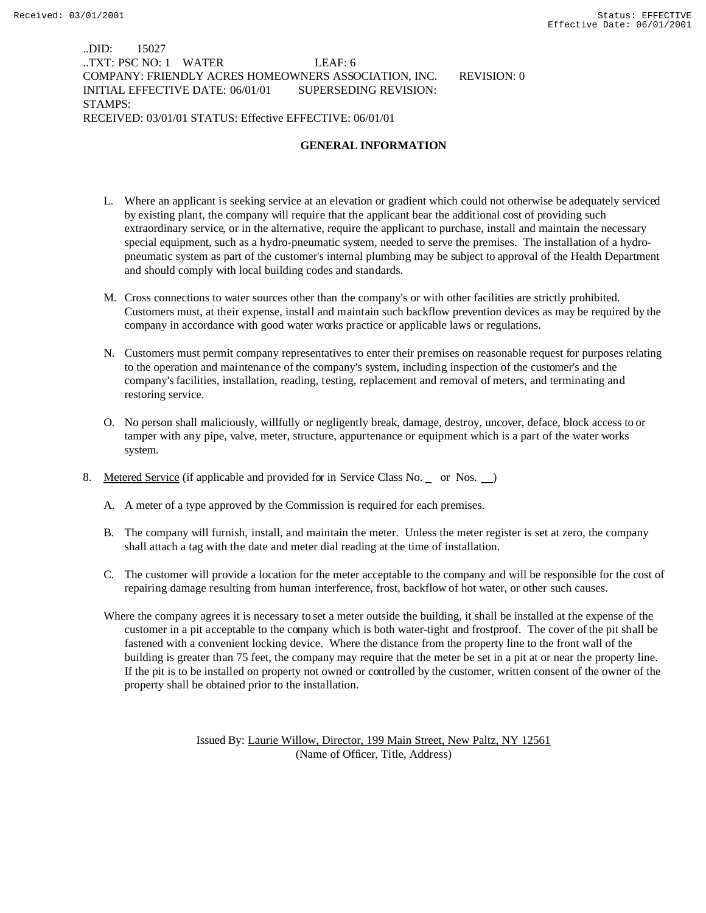..DID: 15027
..TXT: PSC NO: 1 WATER LEAF: 6
COMPANY: FRIENDLY ACRES HOMEOWNERS ASSOCIATION, INC. REVISION: 0
INITIAL EFFECTIVE DATE: 06/01/01 SUPERSEDING REVISION:
STAMPS:
RECEIVED: 03/01/01 STATUS: Effective EFFECTIVE: 06/01/01

## GENERAL INFORMATION

L. Where an applicant is seeking service at an elevation or gradient which could not otherwise be adequately serviced by existing plant, the company will require that the applicant bear the additional cost of providing such extraordinary service, or in the alternative, require the applicant to purchase, install and maintain the necessary special equipment, such as a hydro-pneumatic system, needed to serve the premises. The installation of a hydro-pneumatic system as part of the customer's internal plumbing may be subject to approval of the Health Department and should comply with local building codes and standards.

M. Cross connections to water sources other than the company's or with other facilities are strictly prohibited. Customers must, at their expense, install and maintain such backflow prevention devices as may be required by the company in accordance with good water works practice or applicable laws or regulations.

N. Customers must permit company representatives to enter their premises on reasonable request for purposes relating to the operation and maintenance of the company's system, including inspection of the customer's and the company's facilities, installation, reading, testing, replacement and removal of meters, and terminating and restoring service.

O. No person shall maliciously, willfully or negligently break, damage, destroy, uncover, deface, block access to or tamper with any pipe, valve, meter, structure, appurtenance or equipment which is a part of the water works system.

8. Metered Service (if applicable and provided for in Service Class No. _ or Nos. __)

A. A meter of a type approved by the Commission is required for each premises.

B. The company will furnish, install, and maintain the meter. Unless the meter register is set at zero, the company shall attach a tag with the date and meter dial reading at the time of installation.

C. The customer will provide a location for the meter acceptable to the company and will be responsible for the cost of repairing damage resulting from human interference, frost, backflow of hot water, or other such causes.

Where the company agrees it is necessary to set a meter outside the building, it shall be installed at the expense of the customer in a pit acceptable to the company which is both water-tight and frostproof. The cover of the pit shall be fastened with a convenient locking device. Where the distance from the property line to the front wall of the building is greater than 75 feet, the company may require that the meter be set in a pit at or near the property line. If the pit is to be installed on property not owned or controlled by the customer, written consent of the owner of the property shall be obtained prior to the installation.

Issued By: Laurie Willow, Director, 199 Main Street, New Paltz, NY 12561
(Name of Officer, Title, Address)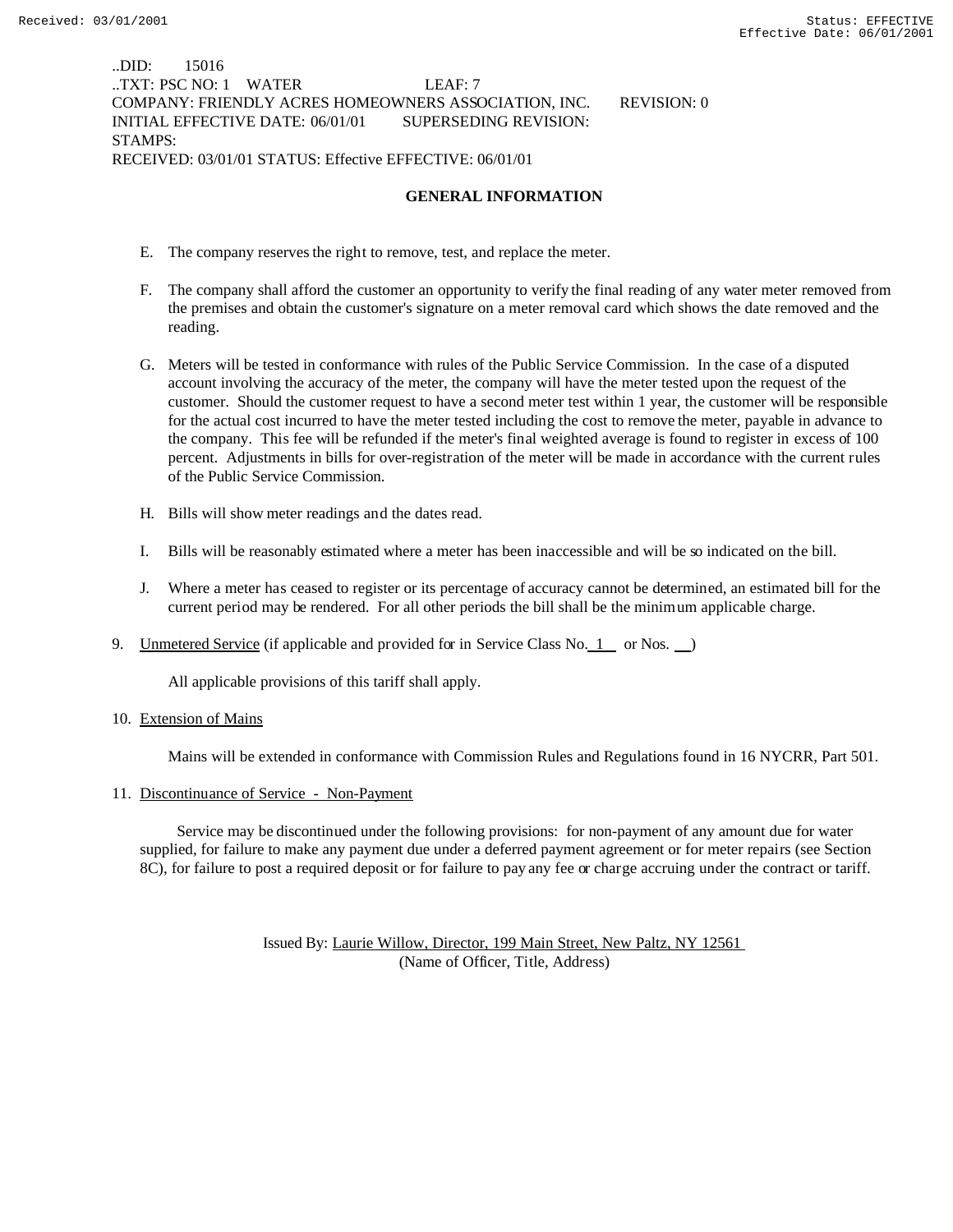..DID: 15016
..TXT: PSC NO: 1 WATER LEAF: 7
COMPANY: FRIENDLY ACRES HOMEOWNERS ASSOCIATION, INC. REVISION: 0
INITIAL EFFECTIVE DATE: 06/01/01 SUPERSEDING REVISION:
STAMPS:
RECEIVED: 03/01/01 STATUS: Effective EFFECTIVE: 06/01/01

**GENERAL INFORMATION**

E. The company reserves the right to remove, test, and replace the meter.

F. The company shall afford the customer an opportunity to verify the final reading of any water meter removed from the premises and obtain the customer's signature on a meter removal card which shows the date removed and the reading.

G. Meters will be tested in conformance with rules of the Public Service Commission. In the case of a disputed account involving the accuracy of the meter, the company will have the meter tested upon the request of the customer. Should the customer request to have a second meter test within 1 year, the customer will be responsible for the actual cost incurred to have the meter tested including the cost to remove the meter, payable in advance to the company. This fee will be refunded if the meter's final weighted average is found to register in excess of 100 percent. Adjustments in bills for over-registration of the meter will be made in accordance with the current rules of the Public Service Commission.

H. Bills will show meter readings and the dates read.

I. Bills will be reasonably estimated where a meter has been inaccessible and will be so indicated on the bill.

J. Where a meter has ceased to register or its percentage of accuracy cannot be determined, an estimated bill for the current period may be rendered. For all other periods the bill shall be the minimum applicable charge.

9. Unmetered Service (if applicable and provided for in Service Class No. 1 or Nos. \_\_)

   All applicable provisions of this tariff shall apply.

10. Extension of Mains

    Mains will be extended in conformance with Commission Rules and Regulations found in 16 NYCRR, Part 501.

11. Discontinuance of Service - Non-Payment

Service may be discontinued under the following provisions: for non-payment of any amount due for water supplied, for failure to make any payment due under a deferred payment agreement or for meter repairs (see Section 8C), for failure to post a required deposit or for failure to pay any fee or charge accruing under the contract or tariff.

Issued By: Laurie Willow, Director, 199 Main Street, New Paltz, NY 12561
(Name of Officer, Title, Address)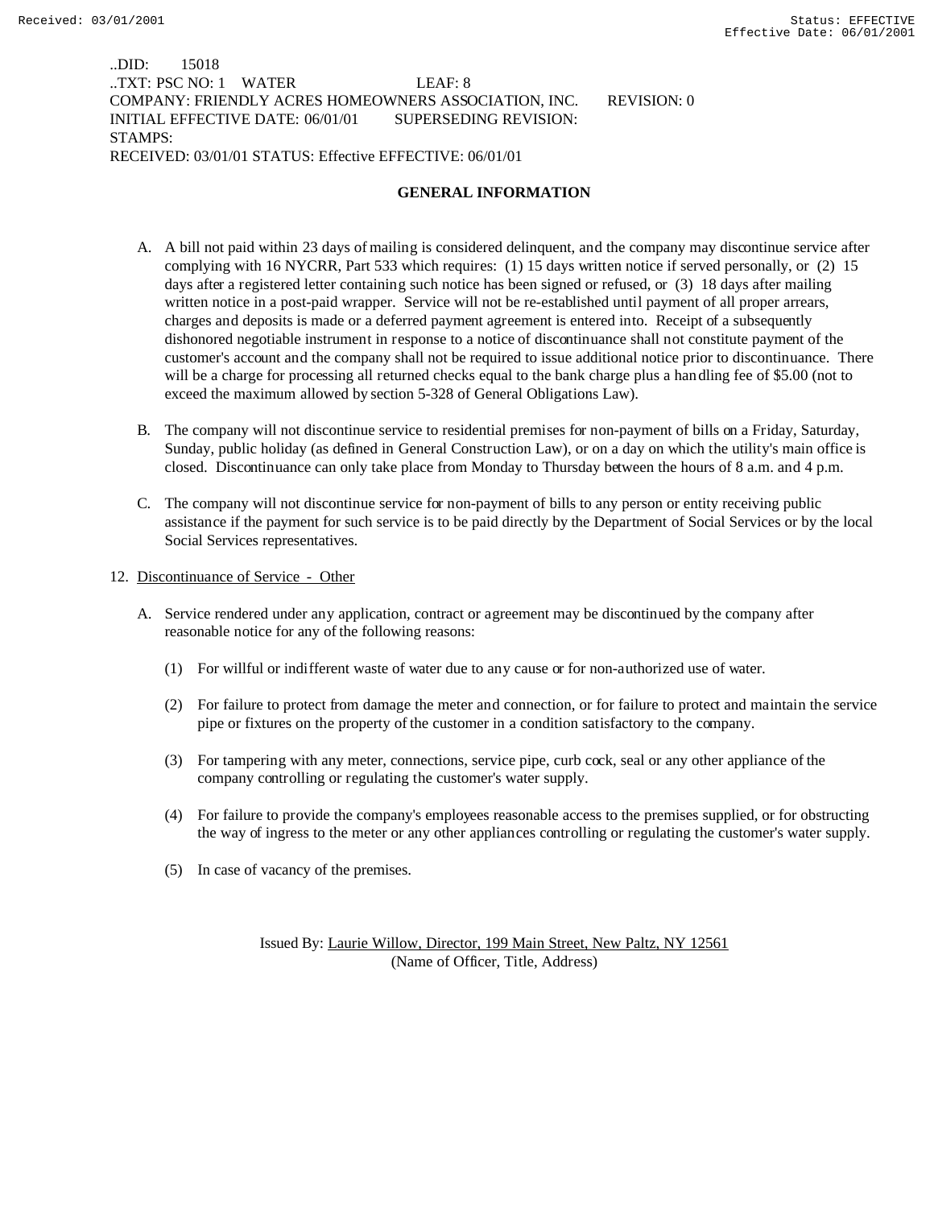..DID: 15018
..TXT: PSC NO: 1 WATER LEAF: 8
COMPANY: FRIENDLY ACRES HOMEOWNERS ASSOCIATION, INC. REVISION: 0
INITIAL EFFECTIVE DATE: 06/01/01 SUPERSEDING REVISION:
STAMPS:
RECEIVED: 03/01/01 STATUS: Effective EFFECTIVE: 06/01/01

## GENERAL INFORMATION

A. A bill not paid within 23 days of mailing is considered delinquent, and the company may discontinue service after complying with 16 NYCRR, Part 533 which requires: (1) 15 days written notice if served personally, or (2) 15 days after a registered letter containing such notice has been signed or refused, or (3) 18 days after mailing written notice in a post-paid wrapper. Service will not be re-established until payment of all proper arrears, charges and deposits is made or a deferred payment agreement is entered into. Receipt of a subsequently dishonored negotiable instrument in response to a notice of discontinuance shall not constitute payment of the customer's account and the company shall not be required to issue additional notice prior to discontinuance. There will be a charge for processing all returned checks equal to the bank charge plus a handling fee of $5.00 (not to exceed the maximum allowed by section 5-328 of General Obligations Law).

B. The company will not discontinue service to residential premises for non-payment of bills on a Friday, Saturday, Sunday, public holiday (as defined in General Construction Law), or on a day on which the utility's main office is closed. Discontinuance can only take place from Monday to Thursday between the hours of 8 a.m. and 4 p.m.

C. The company will not discontinue service for non-payment of bills to any person or entity receiving public assistance if the payment for such service is to be paid directly by the Department of Social Services or by the local Social Services representatives.

12. Discontinuance of Service - Other

A. Service rendered under any application, contract or agreement may be discontinued by the company after reasonable notice for any of the following reasons:

(1) For willful or indifferent waste of water due to any cause or for non-authorized use of water.

(2) For failure to protect from damage the meter and connection, or for failure to protect and maintain the service pipe or fixtures on the property of the customer in a condition satisfactory to the company.

(3) For tampering with any meter, connections, service pipe, curb cock, seal or any other appliance of the company controlling or regulating the customer's water supply.

(4) For failure to provide the company's employees reasonable access to the premises supplied, or for obstructing the way of ingress to the meter or any other appliances controlling or regulating the customer's water supply.

(5) In case of vacancy of the premises.

Issued By: Laurie Willow, Director, 199 Main Street, New Paltz, NY 12561
(Name of Officer, Title, Address)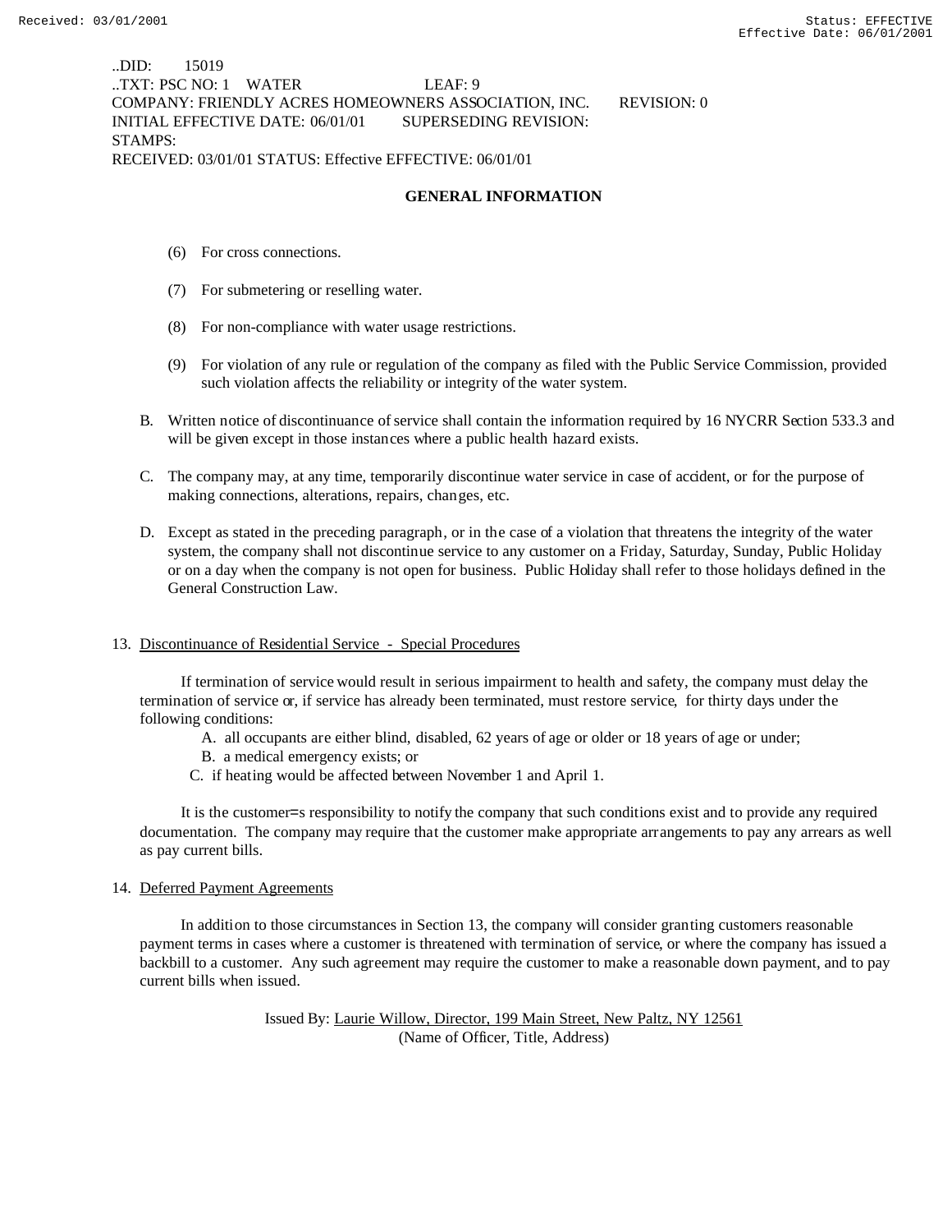..DID: 15019
..TXT: PSC NO: 1 WATER LEAF: 9
COMPANY: FRIENDLY ACRES HOMEOWNERS ASSOCIATION, INC. REVISION: 0
INITIAL EFFECTIVE DATE: 06/01/01 SUPERSEDING REVISION:
STAMPS:
RECEIVED: 03/01/01 STATUS: Effective EFFECTIVE: 06/01/01

## GENERAL INFORMATION

(6) For cross connections.

(7) For submetering or reselling water.

(8) For non-compliance with water usage restrictions.

(9) For violation of any rule or regulation of the company as filed with the Public Service Commission, provided such violation affects the reliability or integrity of the water system.

B. Written notice of discontinuance of service shall contain the information required by 16 NYCRR Section 533.3 and will be given except in those instances where a public health hazard exists.

C. The company may, at any time, temporarily discontinue water service in case of accident, or for the purpose of making connections, alterations, repairs, changes, etc.

D. Except as stated in the preceding paragraph, or in the case of a violation that threatens the integrity of the water system, the company shall not discontinue service to any customer on a Friday, Saturday, Sunday, Public Holiday or on a day when the company is not open for business. Public Holiday shall refer to those holidays defined in the General Construction Law.

13. Discontinuance of Residential Service - Special Procedures

If termination of service would result in serious impairment to health and safety, the company must delay the termination of service or, if service has already been terminated, must restore service, for thirty days under the following conditions:

A. all occupants are either blind, disabled, 62 years of age or older or 18 years of age or under;
B. a medical emergency exists; or
C. if heating would be affected between November 1 and April 1.

It is the customer=s responsibility to notify the company that such conditions exist and to provide any required documentation. The company may require that the customer make appropriate arrangements to pay any arrears as well as pay current bills.

14. Deferred Payment Agreements

In addition to those circumstances in Section 13, the company will consider granting customers reasonable payment terms in cases where a customer is threatened with termination of service, or where the company has issued a backbill to a customer. Any such agreement may require the customer to make a reasonable down payment, and to pay current bills when issued.

Issued By: Laurie Willow, Director, 199 Main Street, New Paltz, NY 12561
(Name of Officer, Title, Address)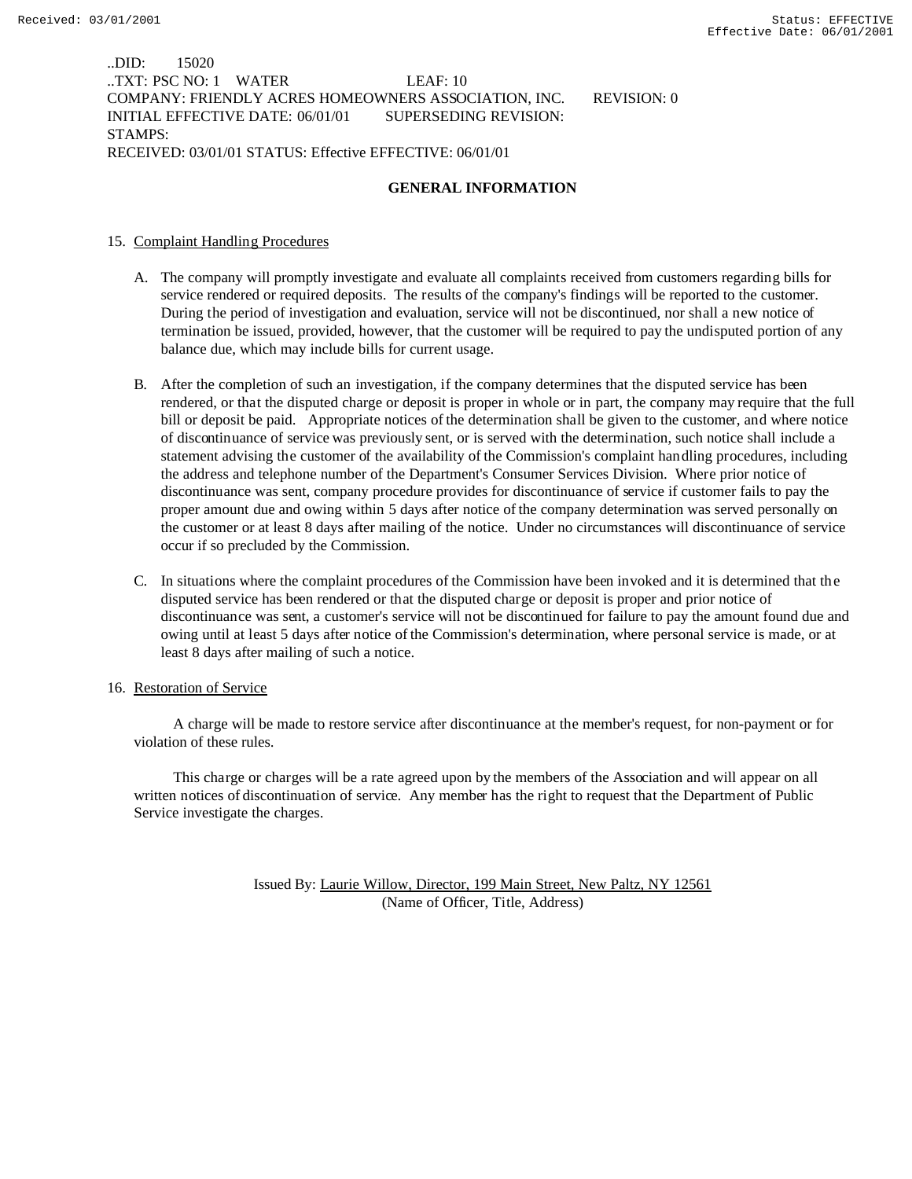..DID: 15020
..TXT: PSC NO: 1 WATER LEAF: 10
COMPANY: FRIENDLY ACRES HOMEOWNERS ASSOCIATION, INC. REVISION: 0
INITIAL EFFECTIVE DATE: 06/01/01 SUPERSEDING REVISION:
STAMPS:
RECEIVED: 03/01/01 STATUS: Effective EFFECTIVE: 06/01/01

## GENERAL INFORMATION

15. Complaint Handling Procedures

A. The company will promptly investigate and evaluate all complaints received from customers regarding bills for service rendered or required deposits. The results of the company's findings will be reported to the customer. During the period of investigation and evaluation, service will not be discontinued, nor shall a new notice of termination be issued, provided, however, that the customer will be required to pay the undisputed portion of any balance due, which may include bills for current usage.

B. After the completion of such an investigation, if the company determines that the disputed service has been rendered, or that the disputed charge or deposit is proper in whole or in part, the company may require that the full bill or deposit be paid. Appropriate notices of the determination shall be given to the customer, and where notice of discontinuance of service was previously sent, or is served with the determination, such notice shall include a statement advising the customer of the availability of the Commission's complaint handling procedures, including the address and telephone number of the Department's Consumer Services Division. Where prior notice of discontinuance was sent, company procedure provides for discontinuance of service if customer fails to pay the proper amount due and owing within 5 days after notice of the company determination was served personally on the customer or at least 8 days after mailing of the notice. Under no circumstances will discontinuance of service occur if so precluded by the Commission.

C. In situations where the complaint procedures of the Commission have been invoked and it is determined that the disputed service has been rendered or that the disputed charge or deposit is proper and prior notice of discontinuance was sent, a customer's service will not be discontinued for failure to pay the amount found due and owing until at least 5 days after notice of the Commission's determination, where personal service is made, or at least 8 days after mailing of such a notice.

16. Restoration of Service

A charge will be made to restore service after discontinuance at the member's request, for non-payment or for violation of these rules.

This charge or charges will be a rate agreed upon by the members of the Association and will appear on all written notices of discontinuation of service. Any member has the right to request that the Department of Public Service investigate the charges.

Issued By: Laurie Willow, Director, 199 Main Street, New Paltz, NY 12561
(Name of Officer, Title, Address)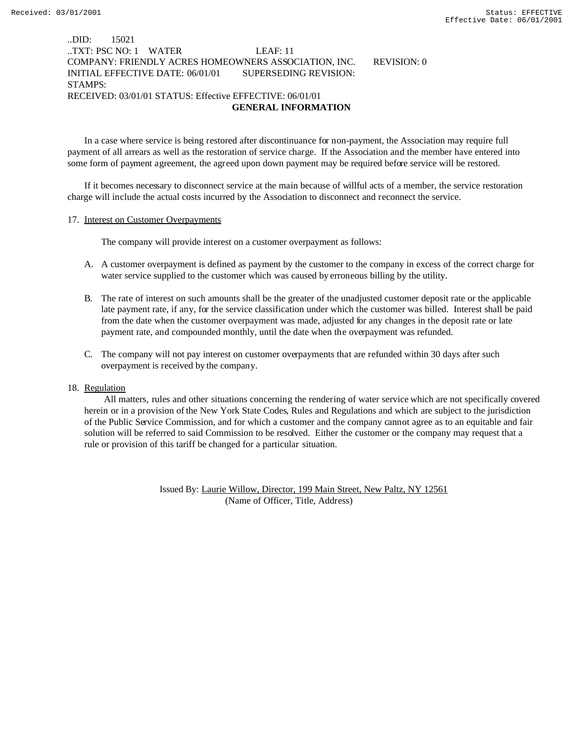..DID: 15021
..TXT: PSC NO: 1 WATER LEAF: 11
COMPANY: FRIENDLY ACRES HOMEOWNERS ASSOCIATION, INC. REVISION: 0
INITIAL EFFECTIVE DATE: 06/01/01 SUPERSEDING REVISION:
STAMPS:
RECEIVED: 03/01/01 STATUS: Effective EFFECTIVE: 06/01/01

**GENERAL INFORMATION**

In a case where service is being restored after discontinuance for non-payment, the Association may require full payment of all arrears as well as the restoration of service charge. If the Association and the member have entered into some form of payment agreement, the agreed upon down payment may be required before service will be restored.

If it becomes necessary to disconnect service at the main because of willful acts of a member, the service restoration charge will include the actual costs incurred by the Association to disconnect and reconnect the service.

17. Interest on Customer Overpayments

The company will provide interest on a customer overpayment as follows:

A. A customer overpayment is defined as payment by the customer to the company in excess of the correct charge for water service supplied to the customer which was caused by erroneous billing by the utility.

B. The rate of interest on such amounts shall be the greater of the unadjusted customer deposit rate or the applicable late payment rate, if any, for the service classification under which the customer was billed. Interest shall be paid from the date when the customer overpayment was made, adjusted for any changes in the deposit rate or late payment rate, and compounded monthly, until the date when the overpayment was refunded.

C. The company will not pay interest on customer overpayments that are refunded within 30 days after such overpayment is received by the company.

18. Regulation

All matters, rules and other situations concerning the rendering of water service which are not specifically covered herein or in a provision of the New York State Codes, Rules and Regulations and which are subject to the jurisdiction of the Public Service Commission, and for which a customer and the company cannot agree as to an equitable and fair solution will be referred to said Commission to be resolved. Either the customer or the company may request that a rule or provision of this tariff be changed for a particular situation.

Issued By: Laurie Willow, Director, 199 Main Street, New Paltz, NY 12561
(Name of Officer, Title, Address)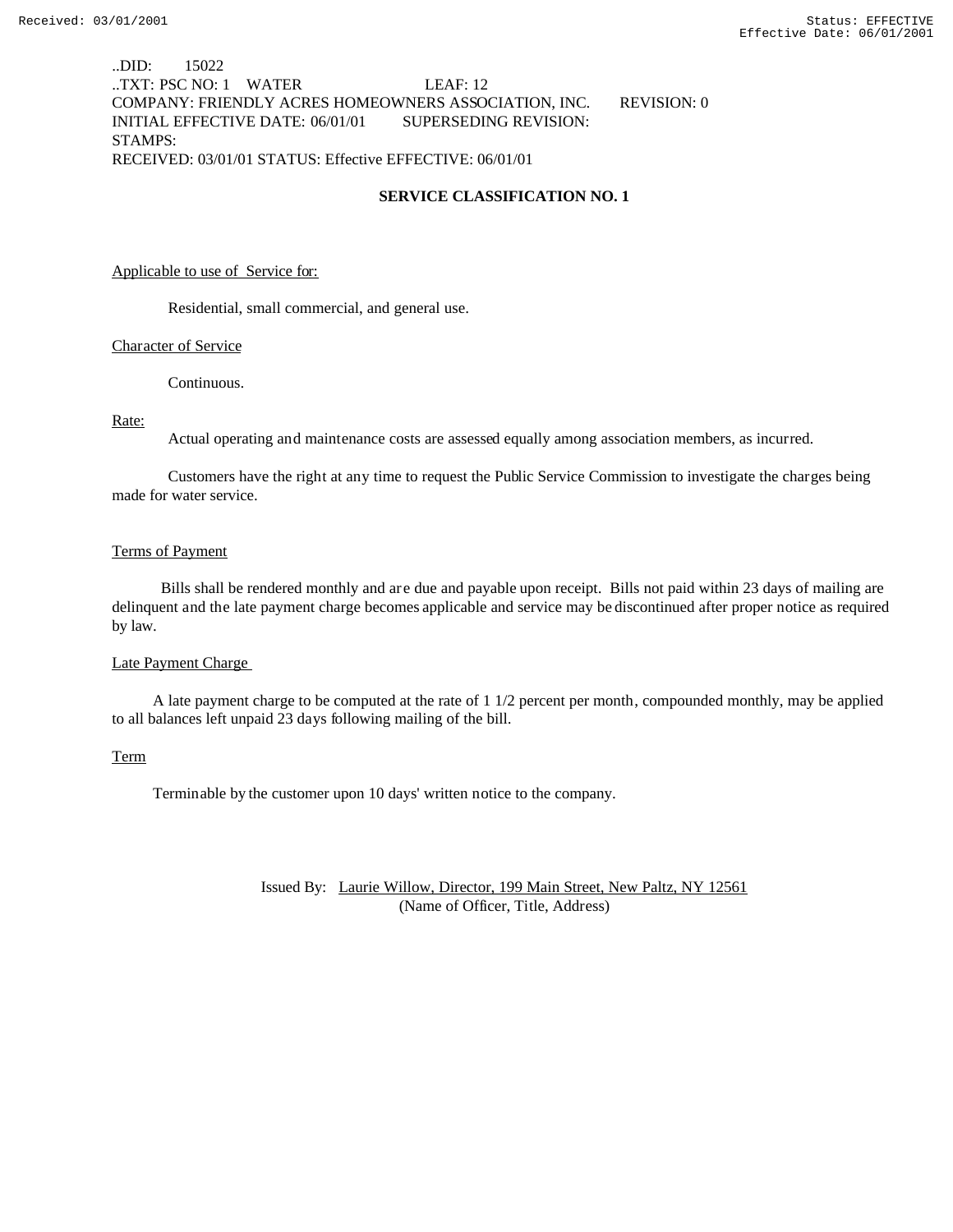..DID: 15022
..TXT: PSC NO: 1 WATER LEAF: 12
COMPANY: FRIENDLY ACRES HOMEOWNERS ASSOCIATION, INC. REVISION: 0
INITIAL EFFECTIVE DATE: 06/01/01 SUPERSEDING REVISION:
STAMPS:
RECEIVED: 03/01/01 STATUS: Effective EFFECTIVE: 06/01/01

**SERVICE CLASSIFICATION NO. 1**

Applicable to use of Service for:

Residential, small commercial, and general use.

Character of Service

Continuous.

Rate:

Actual operating and maintenance costs are assessed equally among association members, as incurred.

Customers have the right at any time to request the Public Service Commission to investigate the charges being made for water service.

Terms of Payment

Bills shall be rendered monthly and are due and payable upon receipt. Bills not paid within 23 days of mailing are delinquent and the late payment charge becomes applicable and service may be discontinued after proper notice as required by law.

Late Payment Charge

A late payment charge to be computed at the rate of 1 1/2 percent per month, compounded monthly, may be applied to all balances left unpaid 23 days following mailing of the bill.

Term

Terminable by the customer upon 10 days' written notice to the company.

Issued By: Laurie Willow, Director, 199 Main Street, New Paltz, NY 12561
(Name of Officer, Title, Address)